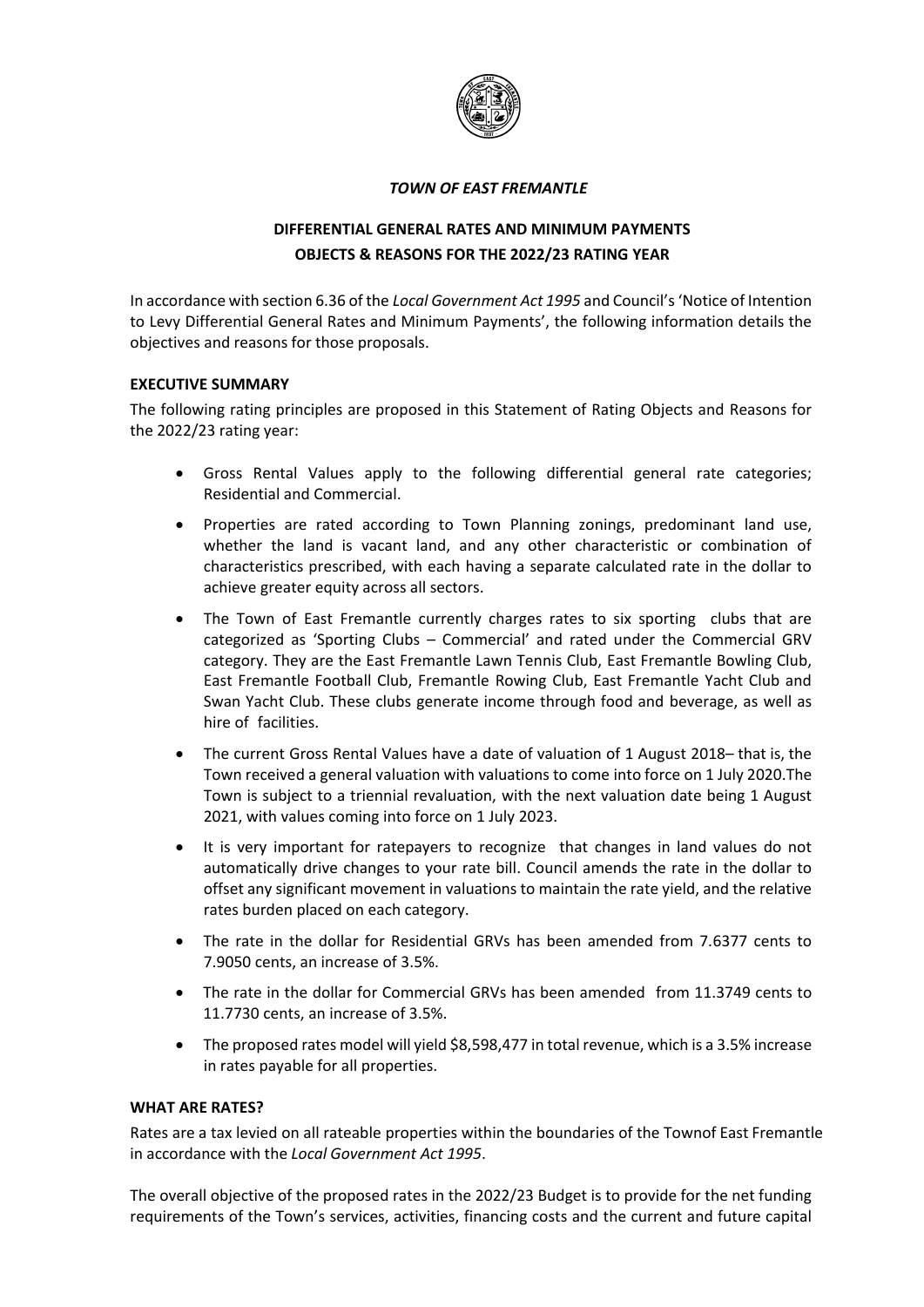*TOWN OF EAST FREMANTLE*

# DIFFERENTIAL GENERAL RATES AND MINIMUM PAYMENTS OBJECTS & REASONS FOR THE 2022/23 RATING YEAR

In accordance with section 6.36 of the *Local Government Act 1995* and Council's 'Notice of Intention to Levy Differential General Rates and Minimum Payments', the following information details the objectives and reasons for those proposals.

## EXECUTIVE SUMMARY

The following rating principles are proposed in this Statement of Rating Objects and Reasons for the 2022/23 rating year:

- Gross Rental Values apply to the following differential general rate categories; Residential and Commercial.
- Properties are rated according to Town Planning zonings, predominant land use, whether the land is vacant land, and any other characteristic or combination of characteristics prescribed, with each having a separate calculated rate in the dollar to achieve greater equity across all sectors.
- The Town of East Fremantle currently charges rates to six sporting clubs that are categorized as 'Sporting Clubs – Commercial' and rated under the Commercial GRV category. They are the East Fremantle Lawn Tennis Club, East Fremantle Bowling Club, East Fremantle Football Club, Fremantle Rowing Club, East Fremantle Yacht Club and Swan Yacht Club. These clubs generate income through food and beverage, as well as hire of facilities.
- The current Gross Rental Values have a date of valuation of 1 August 2018– that is, the Town received a general valuation with valuations to come into force on 1 July 2020.The Town is subject to a triennial revaluation, with the next valuation date being 1 August 2021, with values coming into force on 1 July 2023.
- It is very important for ratepayers to recognize that changes in land values do not automatically drive changes to your rate bill. Council amends the rate in the dollar to offset any significant movement in valuations to maintain the rate yield, and the relative rates burden placed on each category.
- The rate in the dollar for Residential GRVs has been amended from 7.6377 cents to 7.9050 cents, an increase of 3.5%.
- The rate in the dollar for Commercial GRVs has been amended from 11.3749 cents to 11.7730 cents, an increase of 3.5%.
- The proposed rates model will yield $8,598,477 in total revenue, which is a 3.5% increase in rates payable for all properties.

## WHAT ARE RATES?

Rates are a tax levied on all rateable properties within the boundaries of the Townof East Fremantle in accordance with the *Local Government Act 1995*.

The overall objective of the proposed rates in the 2022/23 Budget is to provide for the net funding requirements of the Town's services, activities, financing costs and the current and future capital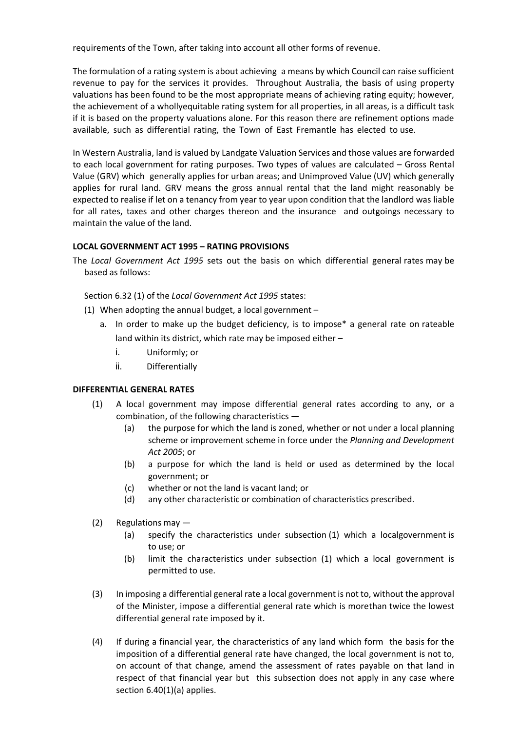requirements of the Town, after taking into account all other forms of revenue.

The formulation of a rating system is about achieving a means by which Council can raise sufficient revenue to pay for the services it provides. Throughout Australia, the basis of using property valuations has been found to be the most appropriate means of achieving rating equity; however, the achievement of a whollyequitable rating system for all properties, in all areas, is a difficult task if it is based on the property valuations alone. For this reason there are refinement options made available, such as differential rating, the Town of East Fremantle has elected to use.

In Western Australia, land is valued by Landgate Valuation Services and those values are forwarded to each local government for rating purposes. Two types of values are calculated – Gross Rental Value (GRV) which generally applies for urban areas; and Unimproved Value (UV) which generally applies for rural land. GRV means the gross annual rental that the land might reasonably be expected to realise if let on a tenancy from year to year upon condition that the landlord was liable for all rates, taxes and other charges thereon and the insurance and outgoings necessary to maintain the value of the land.

**LOCAL GOVERNMENT ACT 1995 – RATING PROVISIONS**

The *Local Government Act 1995* sets out the basis on which differential general rates may be based as follows:

Section 6.32 (1) of the *Local Government Act 1995* states:

(1) When adopting the annual budget, a local government –

   a. In order to make up the budget deficiency, is to impose* a general rate on rateable land within its district, which rate may be imposed either –

      i. Uniformly; or

      ii. Differentially

**DIFFERENTIAL GENERAL RATES**

(1) A local government may impose differential general rates according to any, or a combination, of the following characteristics —

   (a) the purpose for which the land is zoned, whether or not under a local planning scheme or improvement scheme in force under the *Planning and Development Act 2005*; or

   (b) a purpose for which the land is held or used as determined by the local government; or

   (c) whether or not the land is vacant land; or

   (d) any other characteristic or combination of characteristics prescribed.

(2) Regulations may —

   (a) specify the characteristics under subsection (1) which a localgovernment is to use; or

   (b) limit the characteristics under subsection (1) which a local government is permitted to use.

(3) In imposing a differential general rate a local government is not to, without the approval of the Minister, impose a differential general rate which is morethan twice the lowest differential general rate imposed by it.

(4) If during a financial year, the characteristics of any land which form the basis for the imposition of a differential general rate have changed, the local government is not to, on account of that change, amend the assessment of rates payable on that land in respect of that financial year but this subsection does not apply in any case where section 6.40(1)(a) applies.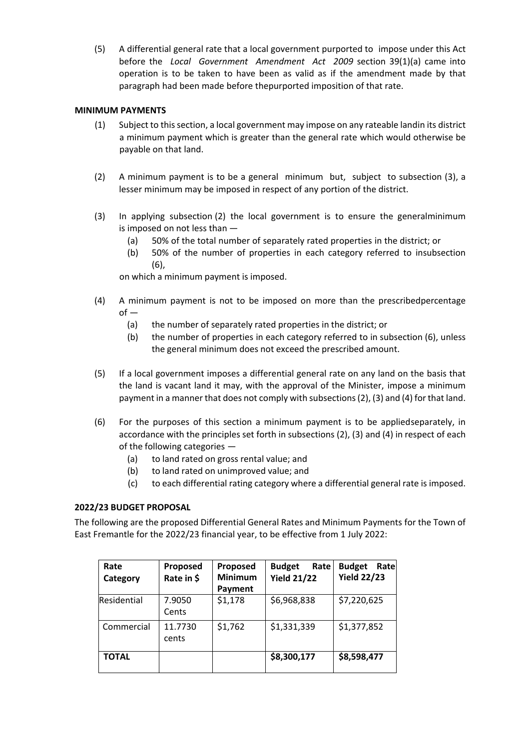(5) A differential general rate that a local government purported to impose under this Act before the *Local Government Amendment Act 2009* section 39(1)(a) came into operation is to be taken to have been as valid as if the amendment made by that paragraph had been made before thepurported imposition of that rate.

**MINIMUM PAYMENTS**

(1) Subject to this section, a local government may impose on any rateable landin its district a minimum payment which is greater than the general rate which would otherwise be payable on that land.

(2) A minimum payment is to be a general minimum but, subject to subsection (3), a lesser minimum may be imposed in respect of any portion of the district.

(3) In applying subsection (2) the local government is to ensure the generalminimum is imposed on not less than —
   (a) 50% of the total number of separately rated properties in the district; or
   (b) 50% of the number of properties in each category referred to insubsection (6),

   on which a minimum payment is imposed.

(4) A minimum payment is not to be imposed on more than the prescribedpercentage of —
   (a) the number of separately rated properties in the district; or
   (b) the number of properties in each category referred to in subsection (6), unless the general minimum does not exceed the prescribed amount.

(5) If a local government imposes a differential general rate on any land on the basis that the land is vacant land it may, with the approval of the Minister, impose a minimum payment in a manner that does not comply with subsections (2), (3) and (4) for that land.

(6) For the purposes of this section a minimum payment is to be appliedseparately, in accordance with the principles set forth in subsections (2), (3) and (4) in respect of each of the following categories —
   (a) to land rated on gross rental value; and
   (b) to land rated on unimproved value; and
   (c) to each differential rating category where a differential general rate is imposed.

**2022/23 BUDGET PROPOSAL**

The following are the proposed Differential General Rates and Minimum Payments for the Town of East Fremantle for the 2022/23 financial year, to be effective from 1 July 2022:

| Rate Category | Proposed Rate in $ | Proposed Minimum Payment | Budget Rate Yield 21/22 | Budget Rate Yield 22/23 |
|---|---|---|---|---|
| Residential | 7.9050 Cents | $1,178 | $6,968,838 | $7,220,625 |
| Commercial | 11.7730 cents | $1,762 | $1,331,339 | $1,377,852 |
| **TOTAL** | | | **$8,300,177** | **$8,598,477** |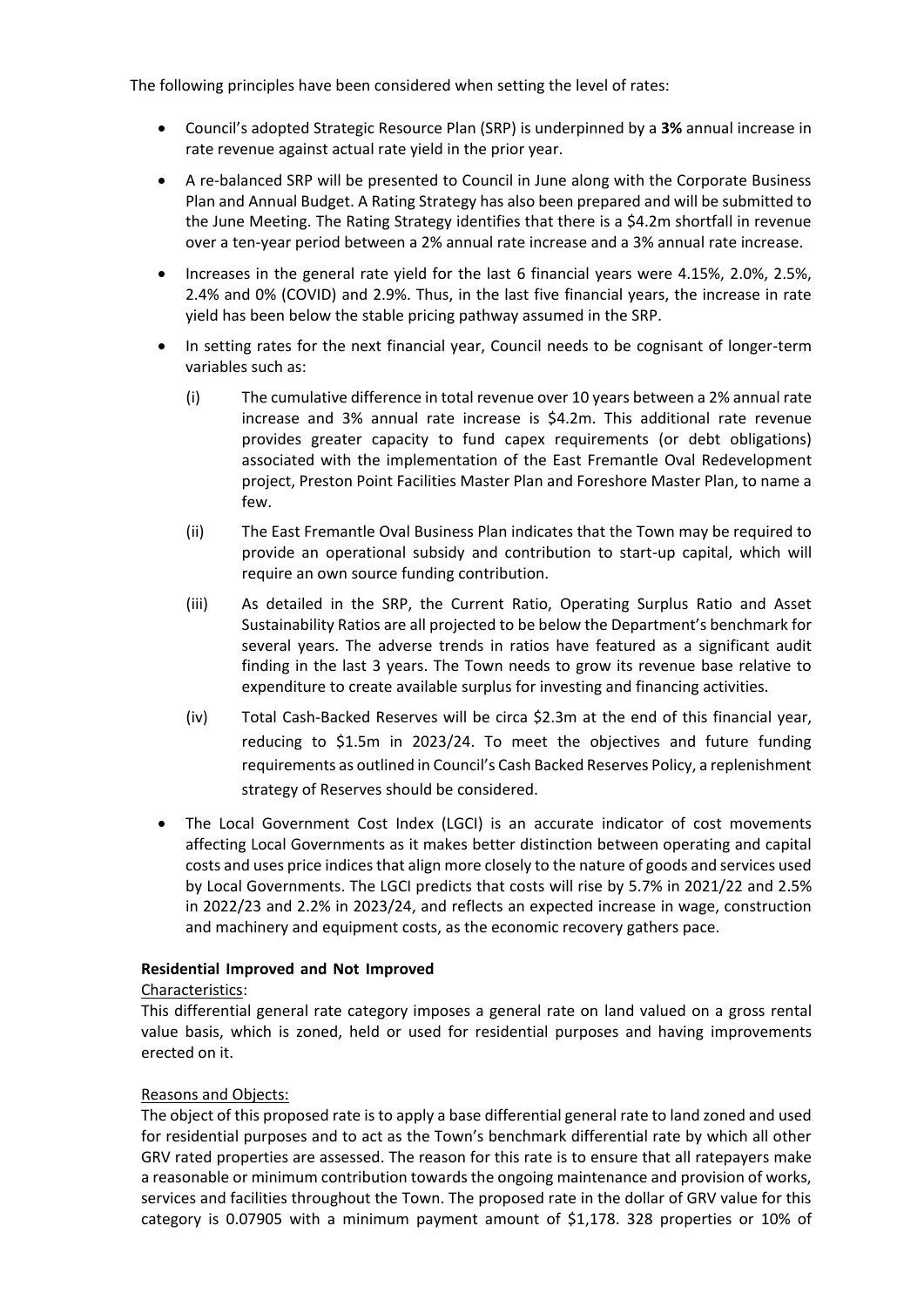The following principles have been considered when setting the level of rates:

- Council's adopted Strategic Resource Plan (SRP) is underpinned by a **3%** annual increase in rate revenue against actual rate yield in the prior year.
- A re-balanced SRP will be presented to Council in June along with the Corporate Business Plan and Annual Budget. A Rating Strategy has also been prepared and will be submitted to the June Meeting. The Rating Strategy identifies that there is a $4.2m shortfall in revenue over a ten-year period between a 2% annual rate increase and a 3% annual rate increase.
- Increases in the general rate yield for the last 6 financial years were 4.15%, 2.0%, 2.5%, 2.4% and 0% (COVID) and 2.9%. Thus, in the last five financial years, the increase in rate yield has been below the stable pricing pathway assumed in the SRP.
- In setting rates for the next financial year, Council needs to be cognisant of longer-term variables such as:
  - (i) The cumulative difference in total revenue over 10 years between a 2% annual rate increase and 3% annual rate increase is $4.2m. This additional rate revenue provides greater capacity to fund capex requirements (or debt obligations) associated with the implementation of the East Fremantle Oval Redevelopment project, Preston Point Facilities Master Plan and Foreshore Master Plan, to name a few.
  - (ii) The East Fremantle Oval Business Plan indicates that the Town may be required to provide an operational subsidy and contribution to start-up capital, which will require an own source funding contribution.
  - (iii) As detailed in the SRP, the Current Ratio, Operating Surplus Ratio and Asset Sustainability Ratios are all projected to be below the Department's benchmark for several years. The adverse trends in ratios have featured as a significant audit finding in the last 3 years. The Town needs to grow its revenue base relative to expenditure to create available surplus for investing and financing activities.
  - (iv) Total Cash-Backed Reserves will be circa $2.3m at the end of this financial year, reducing to $1.5m in 2023/24. To meet the objectives and future funding requirements as outlined in Council's Cash Backed Reserves Policy, a replenishment strategy of Reserves should be considered.
- The Local Government Cost Index (LGCI) is an accurate indicator of cost movements affecting Local Governments as it makes better distinction between operating and capital costs and uses price indices that align more closely to the nature of goods and services used by Local Governments. The LGCI predicts that costs will rise by 5.7% in 2021/22 and 2.5% in 2022/23 and 2.2% in 2023/24, and reflects an expected increase in wage, construction and machinery and equipment costs, as the economic recovery gathers pace.

**Residential Improved and Not Improved**

Characteristics:

This differential general rate category imposes a general rate on land valued on a gross rental value basis, which is zoned, held or used for residential purposes and having improvements erected on it.

Reasons and Objects:

The object of this proposed rate is to apply a base differential general rate to land zoned and used for residential purposes and to act as the Town's benchmark differential rate by which all other GRV rated properties are assessed. The reason for this rate is to ensure that all ratepayers make a reasonable or minimum contribution towards the ongoing maintenance and provision of works, services and facilities throughout the Town. The proposed rate in the dollar of GRV value for this category is 0.07905 with a minimum payment amount of $1,178. 328 properties or 10% of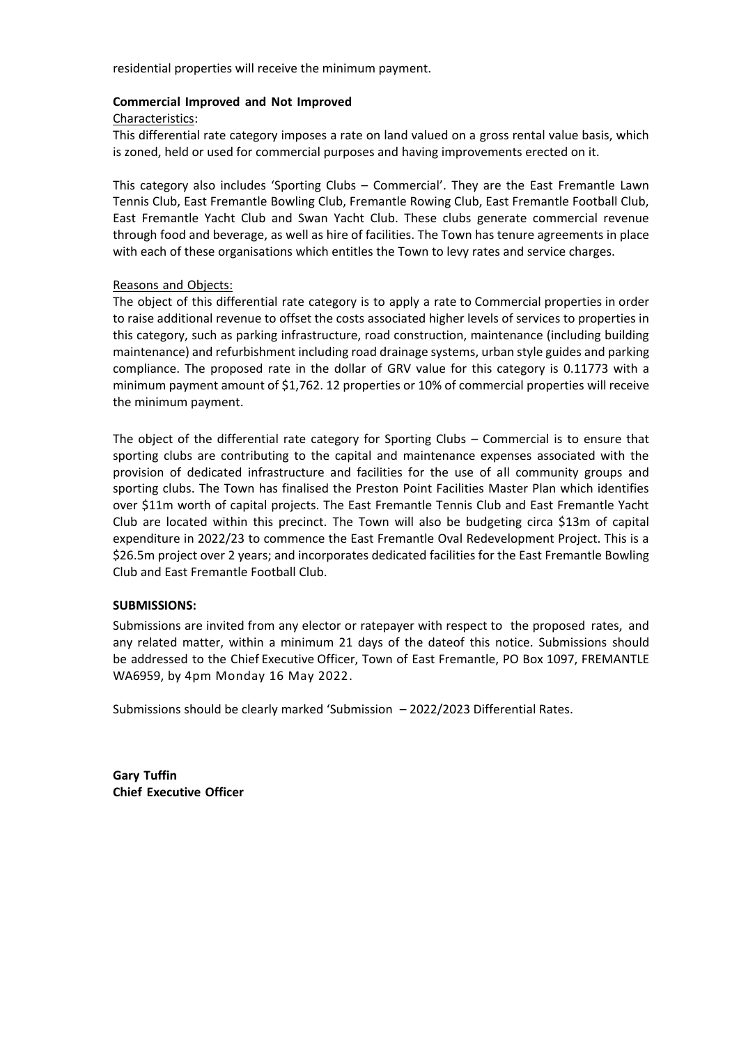residential properties will receive the minimum payment.

**Commercial Improved and Not Improved**

Characteristics:

This differential rate category imposes a rate on land valued on a gross rental value basis, which is zoned, held or used for commercial purposes and having improvements erected on it.

This category also includes 'Sporting Clubs – Commercial'. They are the East Fremantle Lawn Tennis Club, East Fremantle Bowling Club, Fremantle Rowing Club, East Fremantle Football Club, East Fremantle Yacht Club and Swan Yacht Club. These clubs generate commercial revenue through food and beverage, as well as hire of facilities. The Town has tenure agreements in place with each of these organisations which entitles the Town to levy rates and service charges.

Reasons and Objects:

The object of this differential rate category is to apply a rate to Commercial properties in order to raise additional revenue to offset the costs associated higher levels of services to properties in this category, such as parking infrastructure, road construction, maintenance (including building maintenance) and refurbishment including road drainage systems, urban style guides and parking compliance. The proposed rate in the dollar of GRV value for this category is 0.11773 with a minimum payment amount of $1,762. 12 properties or 10% of commercial properties will receive the minimum payment.

The object of the differential rate category for Sporting Clubs – Commercial is to ensure that sporting clubs are contributing to the capital and maintenance expenses associated with the provision of dedicated infrastructure and facilities for the use of all community groups and sporting clubs. The Town has finalised the Preston Point Facilities Master Plan which identifies over $11m worth of capital projects. The East Fremantle Tennis Club and East Fremantle Yacht Club are located within this precinct. The Town will also be budgeting circa $13m of capital expenditure in 2022/23 to commence the East Fremantle Oval Redevelopment Project. This is a $26.5m project over 2 years; and incorporates dedicated facilities for the East Fremantle Bowling Club and East Fremantle Football Club.

**SUBMISSIONS:**

Submissions are invited from any elector or ratepayer with respect to the proposed rates, and any related matter, within a minimum 21 days of the dateof this notice. Submissions should be addressed to the Chief Executive Officer, Town of East Fremantle, PO Box 1097, FREMANTLE WA6959, by 4pm Monday 16 May 2022.

Submissions should be clearly marked 'Submission – 2022/2023 Differential Rates.

**Gary Tuffin**
**Chief Executive Officer**